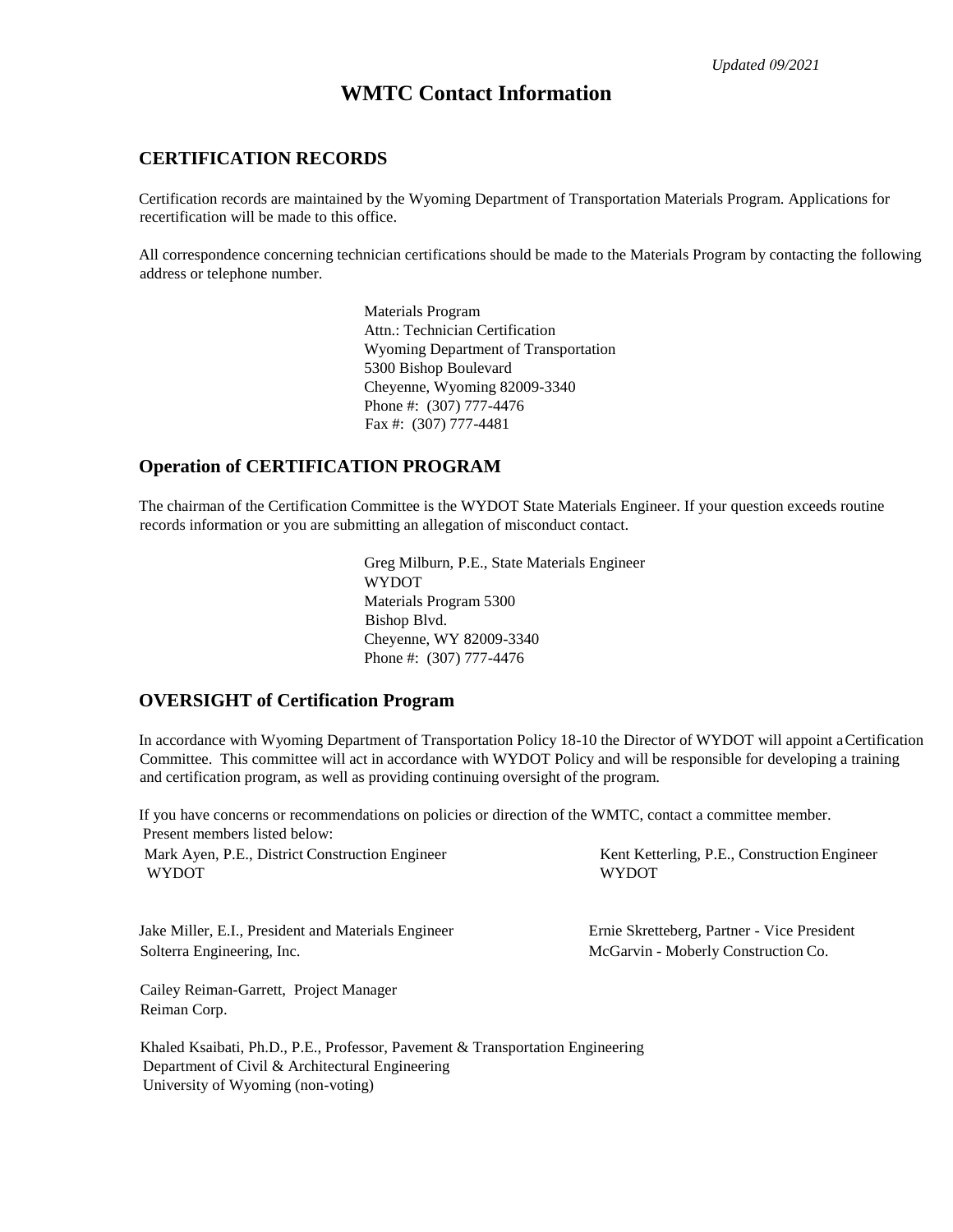*Updated 09/2021*

# WMTC Contact Information

## CERTIFICATION RECORDS

Certification records are maintained by the Wyoming Department of Transportation Materials Program. Applications for recertification will be made to this office.

All correspondence concerning technician certifications should be made to the Materials Program by contacting the following address or telephone number.

Materials Program
Attn.: Technician Certification
Wyoming Department of Transportation
5300 Bishop Boulevard
Cheyenne, Wyoming 82009-3340
Phone #: (307) 777-4476
Fax #: (307) 777-4481

## Operation of CERTIFICATION PROGRAM

The chairman of the Certification Committee is the WYDOT State Materials Engineer. If your question exceeds routine records information or you are submitting an allegation of misconduct contact.

Greg Milburn, P.E., State Materials Engineer
WYDOT
Materials Program 5300
Bishop Blvd.
Cheyenne, WY 82009-3340
Phone #: (307) 777-4476

## OVERSIGHT of Certification Program

In accordance with Wyoming Department of Transportation Policy 18-10 the Director of WYDOT will appoint a Certification Committee. This committee will act in accordance with WYDOT Policy and will be responsible for developing a training and certification program, as well as providing continuing oversight of the program.

If you have concerns or recommendations on policies or direction of the WMTC, contact a committee member. Present members listed below:

Mark Ayen, P.E., District Construction Engineer
WYDOT

Kent Ketterling, P.E., Construction Engineer
WYDOT

Jake Miller, E.I., President and Materials Engineer
Solterra Engineering, Inc.

Ernie Skretteberg, Partner - Vice President
McGarvin - Moberly Construction Co.

Cailey Reiman-Garrett, Project Manager
Reiman Corp.

Khaled Ksaibati, Ph.D., P.E., Professor, Pavement & Transportation Engineering
Department of Civil & Architectural Engineering
University of Wyoming (non-voting)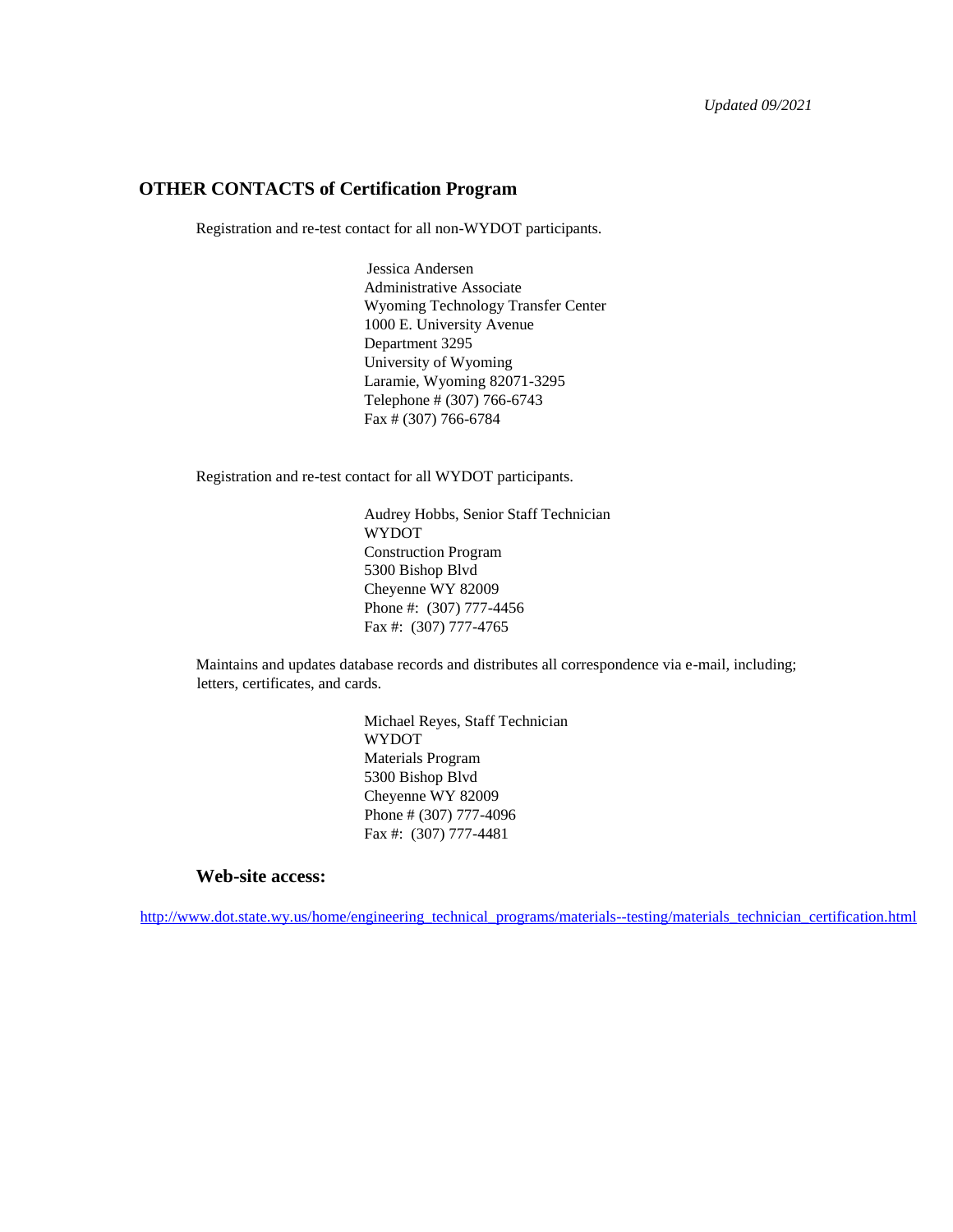*Updated 09/2021*

## OTHER CONTACTS of Certification Program

Registration and re-test contact for all non-WYDOT participants.

Jessica Andersen  
Administrative Associate  
Wyoming Technology Transfer Center  
1000 E. University Avenue  
Department 3295  
University of Wyoming  
Laramie, Wyoming 82071-3295  
Telephone # (307) 766-6743  
Fax # (307) 766-6784

Registration and re-test contact for all WYDOT participants.

Audrey Hobbs, Senior Staff Technician  
WYDOT  
Construction Program  
5300 Bishop Blvd  
Cheyenne WY 82009  
Phone #: (307) 777-4456  
Fax #: (307) 777-4765

Maintains and updates database records and distributes all correspondence via e-mail, including; letters, certificates, and cards.

Michael Reyes, Staff Technician  
WYDOT  
Materials Program  
5300 Bishop Blvd  
Cheyenne WY 82009  
Phone # (307) 777-4096  
Fax #: (307) 777-4481

### Web-site access:

http://www.dot.state.wy.us/home/engineering_technical_programs/materials--testing/materials_technician_certification.html